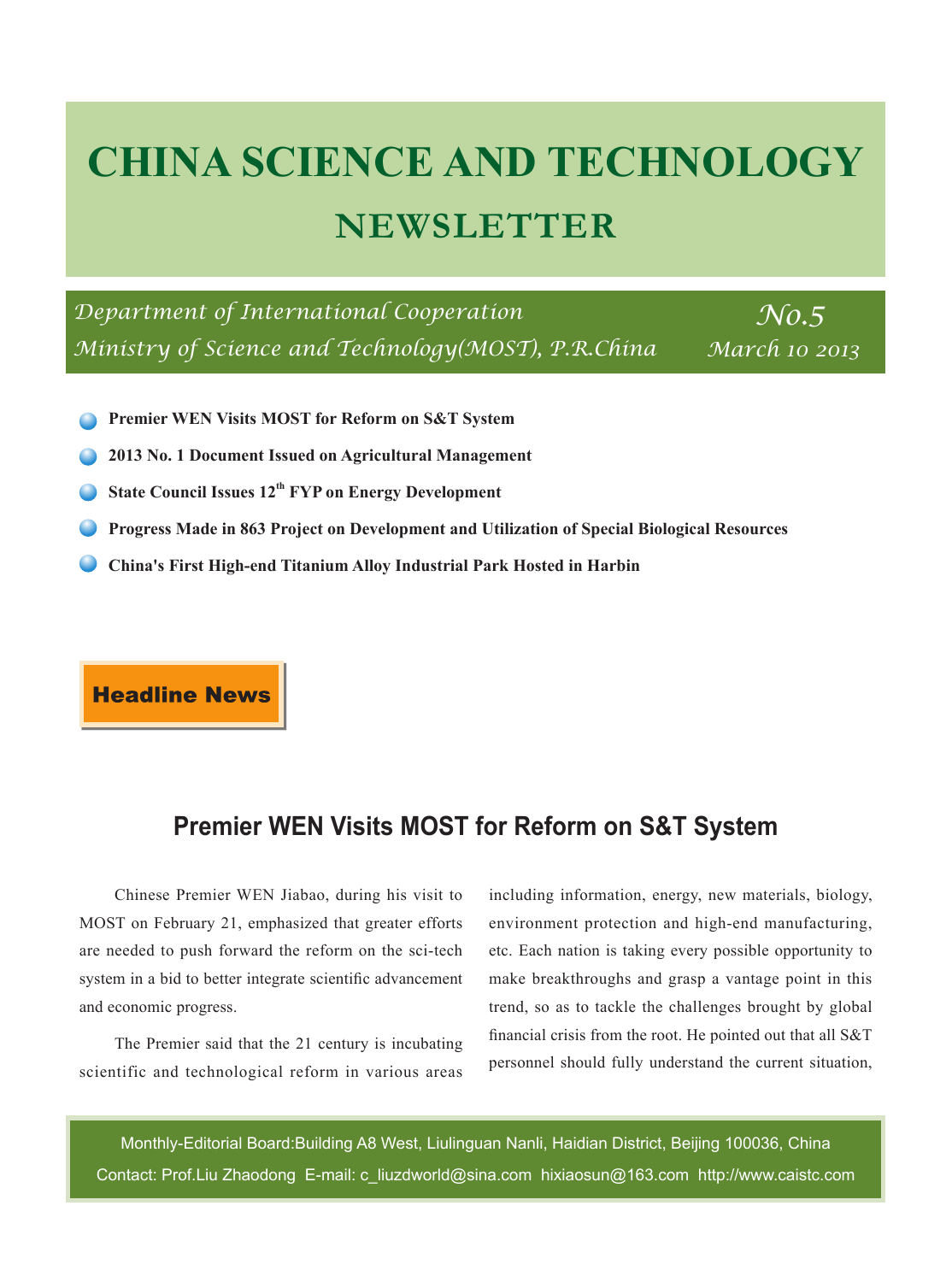# CHINA SCIENCE AND TECHNOLOGY NEWSLETTER

*Department of International Cooperation*
*Ministry of Science and Technology(MOST), P.R.China*

*No.5*
*March 10 2013*

- **Premier WEN Visits MOST for Reform on S&T System**
- **2013 No. 1 Document Issued on Agricultural Management**
- **State Council Issues 12th FYP on Energy Development**
- **Progress Made in 863 Project on Development and Utilization of Special Biological Resources**
- **China's First High-end Titanium Alloy Industrial Park Hosted in Harbin**

**Headline News**

## Premier WEN Visits MOST for Reform on S&T System

Chinese Premier WEN Jiabao, during his visit to MOST on February 21, emphasized that greater efforts are needed to push forward the reform on the sci-tech system in a bid to better integrate scientific advancement and economic progress.

The Premier said that the 21 century is incubating scientific and technological reform in various areas including information, energy, new materials, biology, environment protection and high-end manufacturing, etc. Each nation is taking every possible opportunity to make breakthroughs and grasp a vantage point in this trend, so as to tackle the challenges brought by global financial crisis from the root. He pointed out that all S&T personnel should fully understand the current situation,

Monthly-Editorial Board:Building A8 West, Liulinguan Nanli, Haidian District, Beijing 100036, China
Contact: Prof.Liu Zhaodong E-mail: c_liuzdworld@sina.com hixiaosun@163.com http://www.caistc.com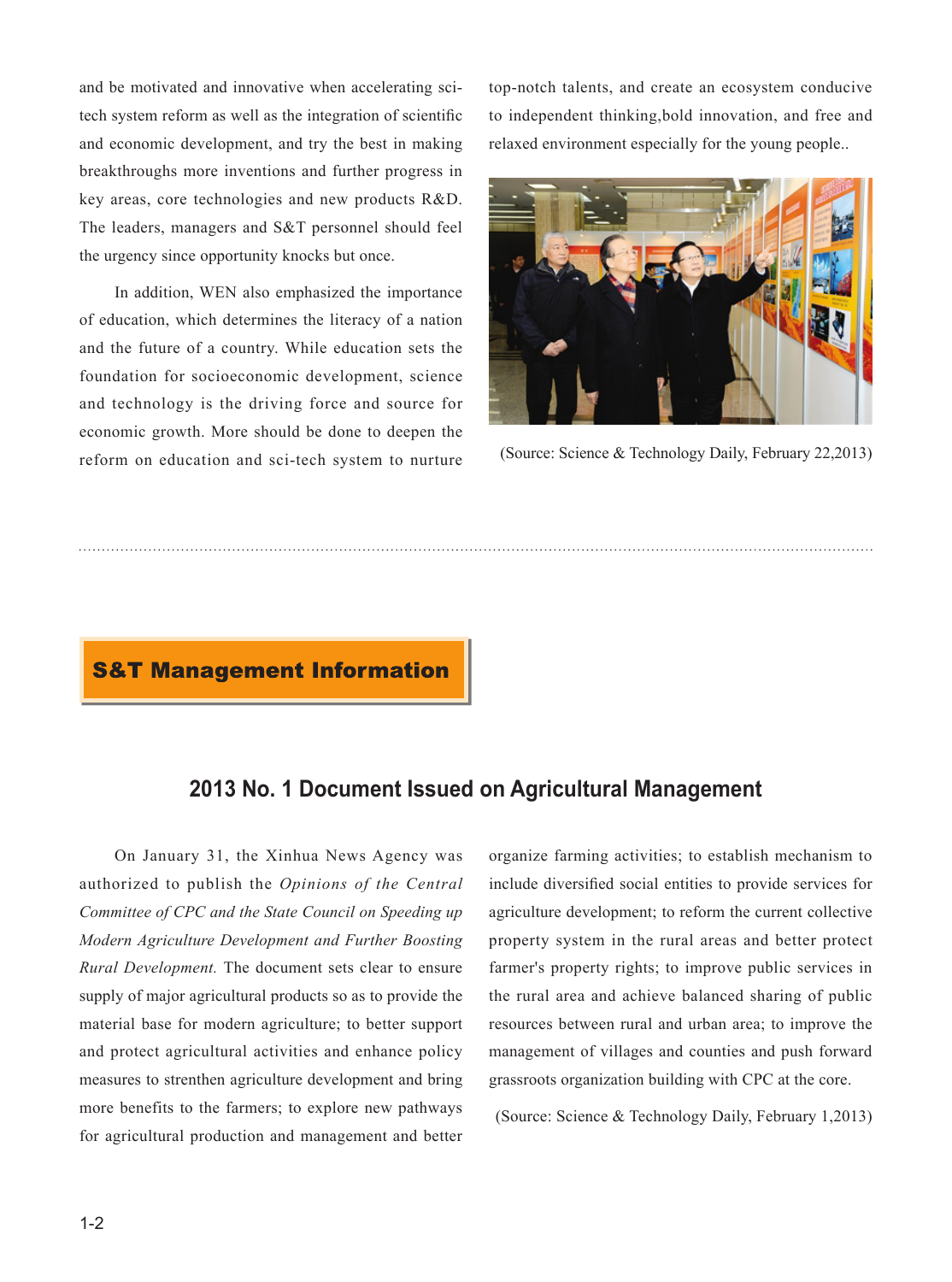and be motivated and innovative when accelerating sci-tech system reform as well as the integration of scientific and economic development, and try the best in making breakthroughs more inventions and further progress in key areas, core technologies and new products R&D. The leaders, managers and S&T personnel should feel the urgency since opportunity knocks but once.

In addition, WEN also emphasized the importance of education, which determines the literacy of a nation and the future of a country. While education sets the foundation for socioeconomic development, science and technology is the driving force and source for economic growth. More should be done to deepen the reform on education and sci-tech system to nurture top-notch talents, and create an ecosystem conducive to independent thinking,bold innovation, and free and relaxed environment especially for the young people..

(Source: Science & Technology Daily, February 22,2013)

## S&T Management Information

### 2013 No. 1 Document Issued on Agricultural Management

On January 31, the Xinhua News Agency was authorized to publish the *Opinions of the Central Committee of CPC and the State Council on Speeding up Modern Agriculture Development and Further Boosting Rural Development.* The document sets clear to ensure supply of major agricultural products so as to provide the material base for modern agriculture; to better support and protect agricultural activities and enhance policy measures to strenthen agriculture development and bring more benefits to the farmers; to explore new pathways for agricultural production and management and better organize farming activities; to establish mechanism to include diversified social entities to provide services for agriculture development; to reform the current collective property system in the rural areas and better protect farmer's property rights; to improve public services in the rural area and achieve balanced sharing of public resources between rural and urban area; to improve the management of villages and counties and push forward grassroots organization building with CPC at the core.

(Source: Science & Technology Daily, February 1,2013)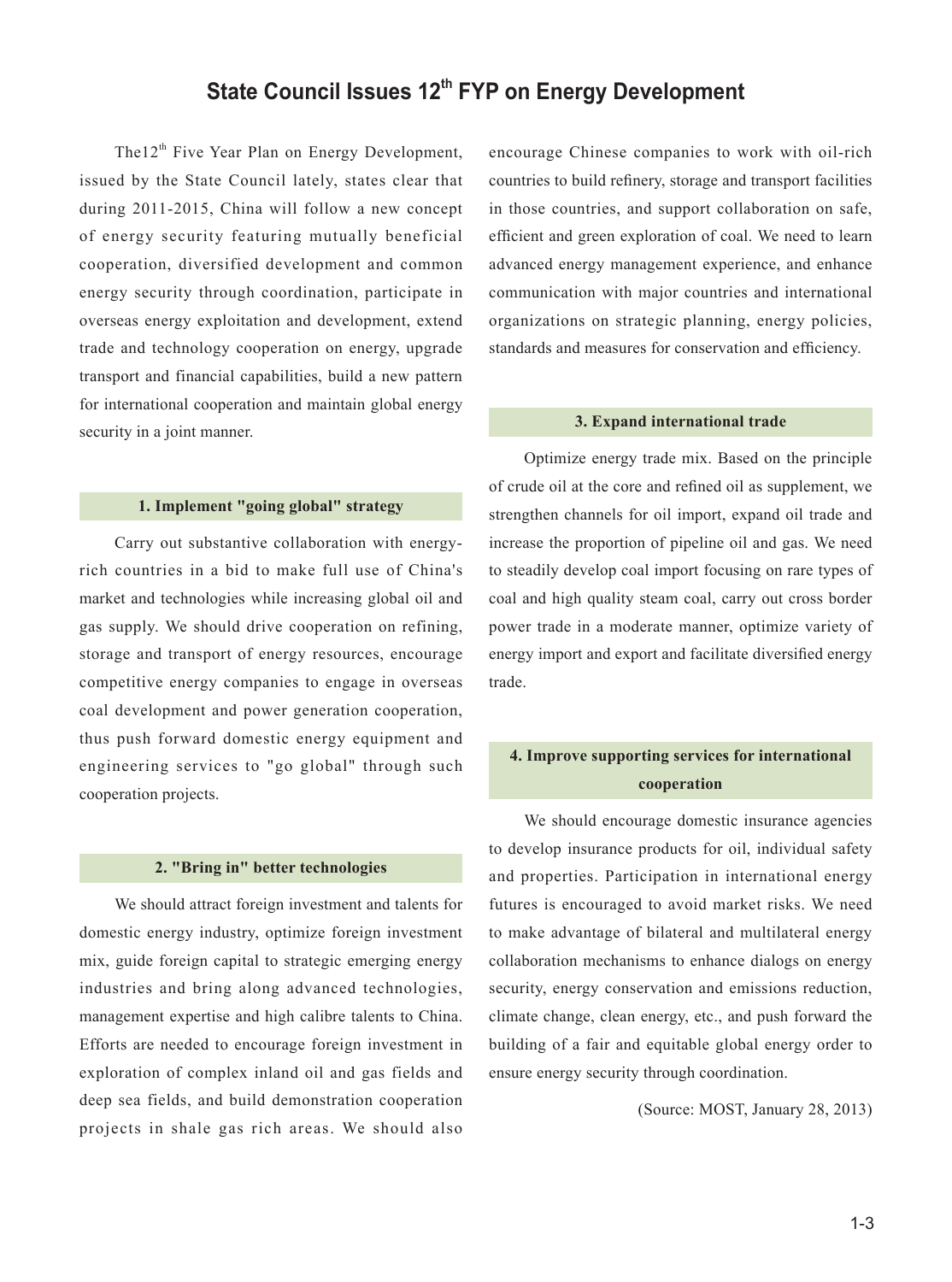# State Council Issues 12th FYP on Energy Development

The12th Five Year Plan on Energy Development, issued by the State Council lately, states clear that during 2011-2015, China will follow a new concept of energy security featuring mutually beneficial cooperation, diversified development and common energy security through coordination, participate in overseas energy exploitation and development, extend trade and technology cooperation on energy, upgrade transport and financial capabilities, build a new pattern for international cooperation and maintain global energy security in a joint manner.

## 1. Implement "going global" strategy

Carry out substantive collaboration with energy-rich countries in a bid to make full use of China's market and technologies while increasing global oil and gas supply. We should drive cooperation on refining, storage and transport of energy resources, encourage competitive energy companies to engage in overseas coal development and power generation cooperation, thus push forward domestic energy equipment and engineering services to "go global" through such cooperation projects.

## 2. "Bring in" better technologies

We should attract foreign investment and talents for domestic energy industry, optimize foreign investment mix, guide foreign capital to strategic emerging energy industries and bring along advanced technologies, management expertise and high calibre talents to China. Efforts are needed to encourage foreign investment in exploration of complex inland oil and gas fields and deep sea fields, and build demonstration cooperation projects in shale gas rich areas. We should also encourage Chinese companies to work with oil-rich countries to build refinery, storage and transport facilities in those countries, and support collaboration on safe, efficient and green exploration of coal. We need to learn advanced energy management experience, and enhance communication with major countries and international organizations on strategic planning, energy policies, standards and measures for conservation and efficiency.

## 3. Expand international trade

Optimize energy trade mix. Based on the principle of crude oil at the core and refined oil as supplement, we strengthen channels for oil import, expand oil trade and increase the proportion of pipeline oil and gas. We need to steadily develop coal import focusing on rare types of coal and high quality steam coal, carry out cross border power trade in a moderate manner, optimize variety of energy import and export and facilitate diversified energy trade.

## 4. Improve supporting services for international cooperation

We should encourage domestic insurance agencies to develop insurance products for oil, individual safety and properties. Participation in international energy futures is encouraged to avoid market risks. We need to make advantage of bilateral and multilateral energy collaboration mechanisms to enhance dialogs on energy security, energy conservation and emissions reduction, climate change, clean energy, etc., and push forward the building of a fair and equitable global energy order to ensure energy security through coordination.

(Source: MOST, January 28, 2013)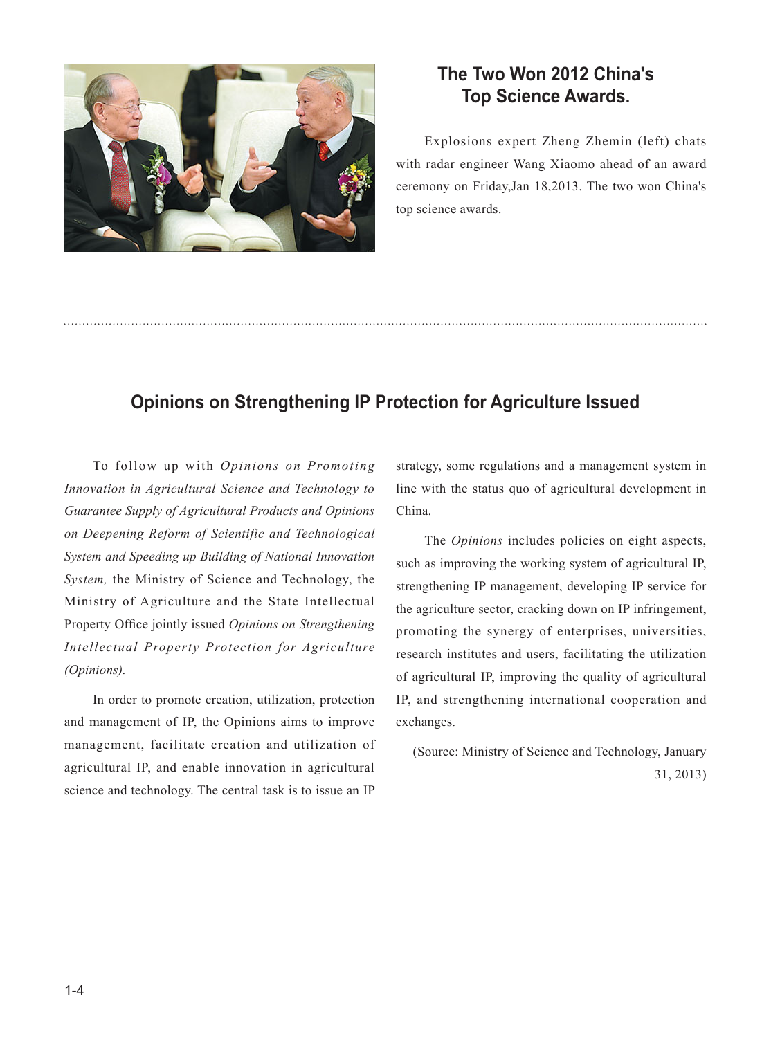## The Two Won 2012 China's Top Science Awards.

Explosions expert Zheng Zhemin (left) chats with radar engineer Wang Xiaomo ahead of an award ceremony on Friday,Jan 18,2013. The two won China's top science awards.

## Opinions on Strengthening IP Protection for Agriculture Issued

To follow up with *Opinions on Promoting Innovation in Agricultural Science and Technology to Guarantee Supply of Agricultural Products and Opinions on Deepening Reform of Scientific and Technological System and Speeding up Building of National Innovation System,* the Ministry of Science and Technology, the Ministry of Agriculture and the State Intellectual Property Office jointly issued *Opinions on Strengthening Intellectual Property Protection for Agriculture (Opinions).*

In order to promote creation, utilization, protection and management of IP, the Opinions aims to improve management, facilitate creation and utilization of agricultural IP, and enable innovation in agricultural science and technology. The central task is to issue an IP strategy, some regulations and a management system in line with the status quo of agricultural development in China.

The *Opinions* includes policies on eight aspects, such as improving the working system of agricultural IP, strengthening IP management, developing IP service for the agriculture sector, cracking down on IP infringement, promoting the synergy of enterprises, universities, research institutes and users, facilitating the utilization of agricultural IP, improving the quality of agricultural IP, and strengthening international cooperation and exchanges.

(Source: Ministry of Science and Technology, January 31, 2013)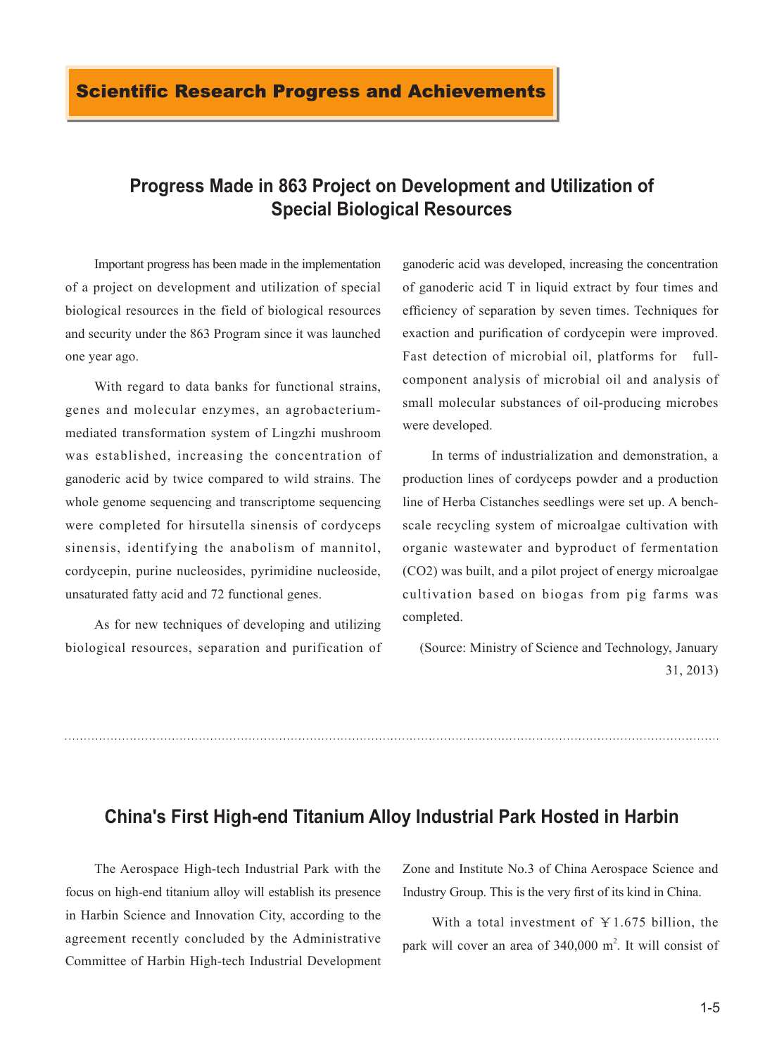## Scientific Research Progress and Achievements

# Progress Made in 863 Project on Development and Utilization of Special Biological Resources

Important progress has been made in the implementation of a project on development and utilization of special biological resources in the field of biological resources and security under the 863 Program since it was launched one year ago.

With regard to data banks for functional strains, genes and molecular enzymes, an agrobacterium-mediated transformation system of Lingzhi mushroom was established, increasing the concentration of ganoderic acid by twice compared to wild strains. The whole genome sequencing and transcriptome sequencing were completed for hirsutella sinensis of cordyceps sinensis, identifying the anabolism of mannitol, cordycepin, purine nucleosides, pyrimidine nucleoside, unsaturated fatty acid and 72 functional genes.

As for new techniques of developing and utilizing biological resources, separation and purification of ganoderic acid was developed, increasing the concentration of ganoderic acid T in liquid extract by four times and efficiency of separation by seven times. Techniques for exaction and purification of cordycepin were improved. Fast detection of microbial oil, platforms for full-component analysis of microbial oil and analysis of small molecular substances of oil-producing microbes were developed.

In terms of industrialization and demonstration, a production lines of cordyceps powder and a production line of Herba Cistanches seedlings were set up. A bench-scale recycling system of microalgae cultivation with organic wastewater and byproduct of fermentation (CO2) was built, and a pilot project of energy microalgae cultivation based on biogas from pig farms was completed.

(Source: Ministry of Science and Technology, January 31, 2013)

---

# China's First High-end Titanium Alloy Industrial Park Hosted in Harbin

The Aerospace High-tech Industrial Park with the focus on high-end titanium alloy will establish its presence in Harbin Science and Innovation City, according to the agreement recently concluded by the Administrative Committee of Harbin High-tech Industrial Development Zone and Institute No.3 of China Aerospace Science and Industry Group. This is the very first of its kind in China.

With a total investment of ￥1.675 billion, the park will cover an area of 340,000 $m^2$. It will consist of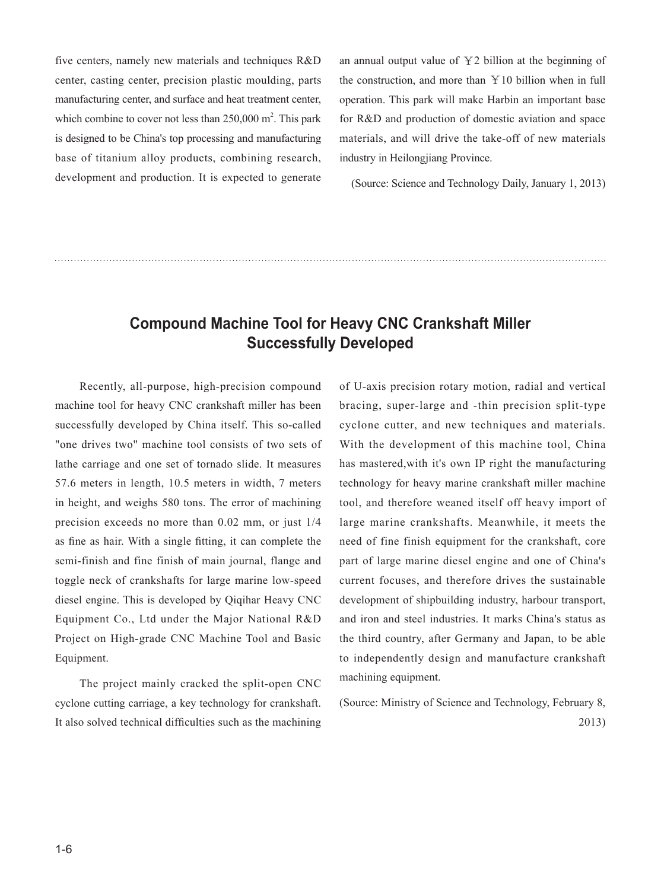five centers, namely new materials and techniques R&D center, casting center, precision plastic moulding, parts manufacturing center, and surface and heat treatment center, which combine to cover not less than 250,000 $m^2$. This park is designed to be China's top processing and manufacturing base of titanium alloy products, combining research, development and production. It is expected to generate an annual output value of ￥2 billion at the beginning of the construction, and more than ￥10 billion when in full operation. This park will make Harbin an important base for R&D and production of domestic aviation and space materials, and will drive the take-off of new materials industry in Heilongjiang Province.

(Source: Science and Technology Daily, January 1, 2013)

## Compound Machine Tool for Heavy CNC Crankshaft Miller Successfully Developed

Recently, all-purpose, high-precision compound machine tool for heavy CNC crankshaft miller has been successfully developed by China itself. This so-called "one drives two" machine tool consists of two sets of lathe carriage and one set of tornado slide. It measures 57.6 meters in length, 10.5 meters in width, 7 meters in height, and weighs 580 tons. The error of machining precision exceeds no more than 0.02 mm, or just 1/4 as fine as hair. With a single fitting, it can complete the semi-finish and fine finish of main journal, flange and toggle neck of crankshafts for large marine low-speed diesel engine. This is developed by Qiqihar Heavy CNC Equipment Co., Ltd under the Major National R&D Project on High-grade CNC Machine Tool and Basic Equipment.

The project mainly cracked the split-open CNC cyclone cutting carriage, a key technology for crankshaft. It also solved technical difficulties such as the machining of U-axis precision rotary motion, radial and vertical bracing, super-large and -thin precision split-type cyclone cutter, and new techniques and materials. With the development of this machine tool, China has mastered,with it's own IP right the manufacturing technology for heavy marine crankshaft miller machine tool, and therefore weaned itself off heavy import of large marine crankshafts. Meanwhile, it meets the need of fine finish equipment for the crankshaft, core part of large marine diesel engine and one of China's current focuses, and therefore drives the sustainable development of shipbuilding industry, harbour transport, and iron and steel industries. It marks China's status as the third country, after Germany and Japan, to be able to independently design and manufacture crankshaft machining equipment.

(Source: Ministry of Science and Technology, February 8, 2013)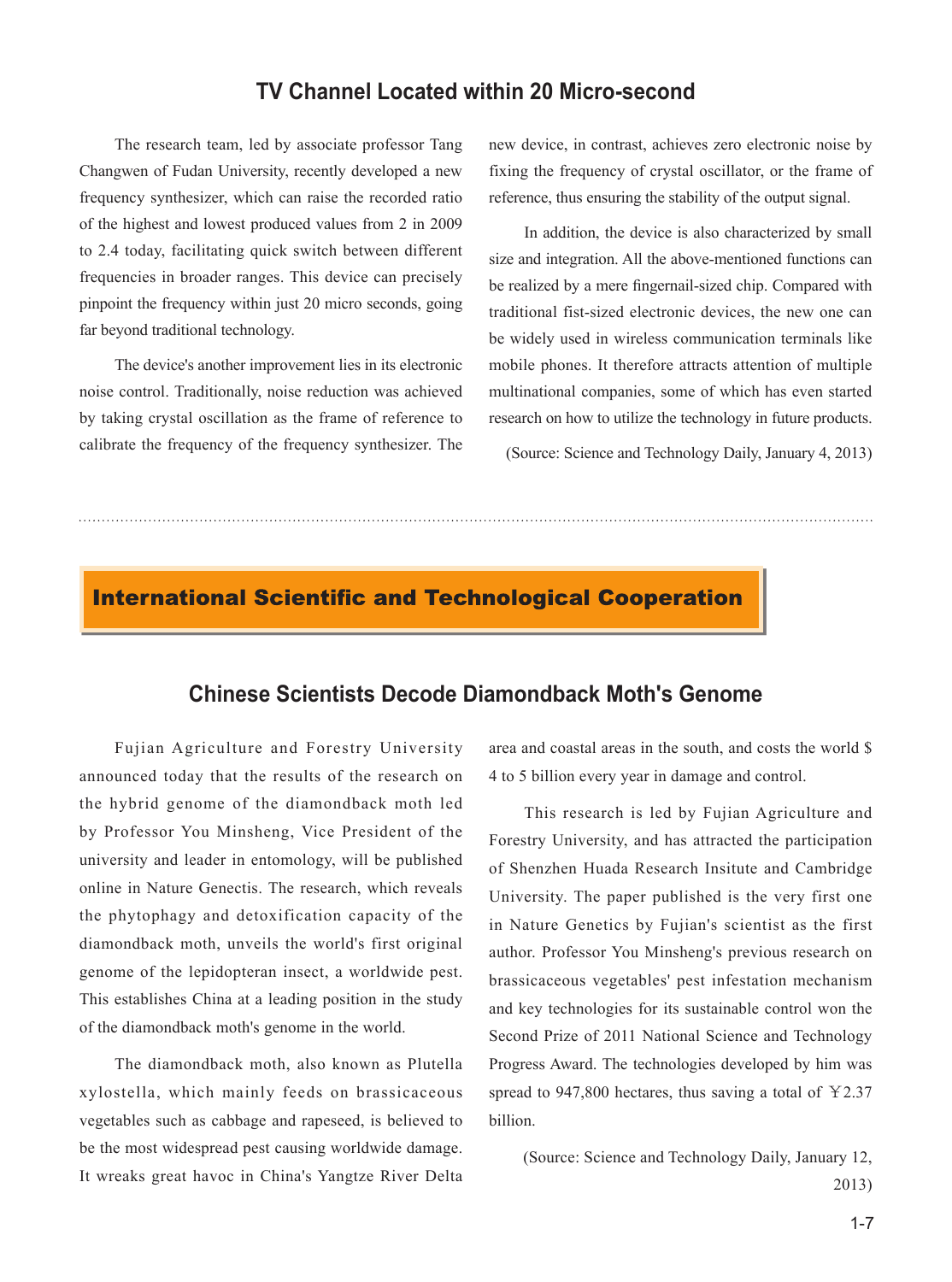## TV Channel Located within 20 Micro-second

The research team, led by associate professor Tang Changwen of Fudan University, recently developed a new frequency synthesizer, which can raise the recorded ratio of the highest and lowest produced values from 2 in 2009 to 2.4 today, facilitating quick switch between different frequencies in broader ranges. This device can precisely pinpoint the frequency within just 20 micro seconds, going far beyond traditional technology.

The device's another improvement lies in its electronic noise control. Traditionally, noise reduction was achieved by taking crystal oscillation as the frame of reference to calibrate the frequency of the frequency synthesizer. The new device, in contrast, achieves zero electronic noise by fixing the frequency of crystal oscillator, or the frame of reference, thus ensuring the stability of the output signal.

In addition, the device is also characterized by small size and integration. All the above-mentioned functions can be realized by a mere fingernail-sized chip. Compared with traditional fist-sized electronic devices, the new one can be widely used in wireless communication terminals like mobile phones. It therefore attracts attention of multiple multinational companies, some of which has even started research on how to utilize the technology in future products.

(Source: Science and Technology Daily, January 4, 2013)

# International Scientific and Technological Cooperation

## Chinese Scientists Decode Diamondback Moth's Genome

Fujian Agriculture and Forestry University announced today that the results of the research on the hybrid genome of the diamondback moth led by Professor You Minsheng, Vice President of the university and leader in entomology, will be published online in Nature Genectis. The research, which reveals the phytophagy and detoxification capacity of the diamondback moth, unveils the world's first original genome of the lepidopteran insect, a worldwide pest. This establishes China at a leading position in the study of the diamondback moth's genome in the world.

The diamondback moth, also known as Plutella xylostella, which mainly feeds on brassicaceous vegetables such as cabbage and rapeseed, is believed to be the most widespread pest causing worldwide damage. It wreaks great havoc in China's Yangtze River Delta area and coastal areas in the south, and costs the world $ 4 to 5 billion every year in damage and control.

This research is led by Fujian Agriculture and Forestry University, and has attracted the participation of Shenzhen Huada Research Insitute and Cambridge University. The paper published is the very first one in Nature Genetics by Fujian's scientist as the first author. Professor You Minsheng's previous research on brassicaceous vegetables' pest infestation mechanism and key technologies for its sustainable control won the Second Prize of 2011 National Science and Technology Progress Award. The technologies developed by him was spread to 947,800 hectares, thus saving a total of ￥2.37 billion.

(Source: Science and Technology Daily, January 12, 2013)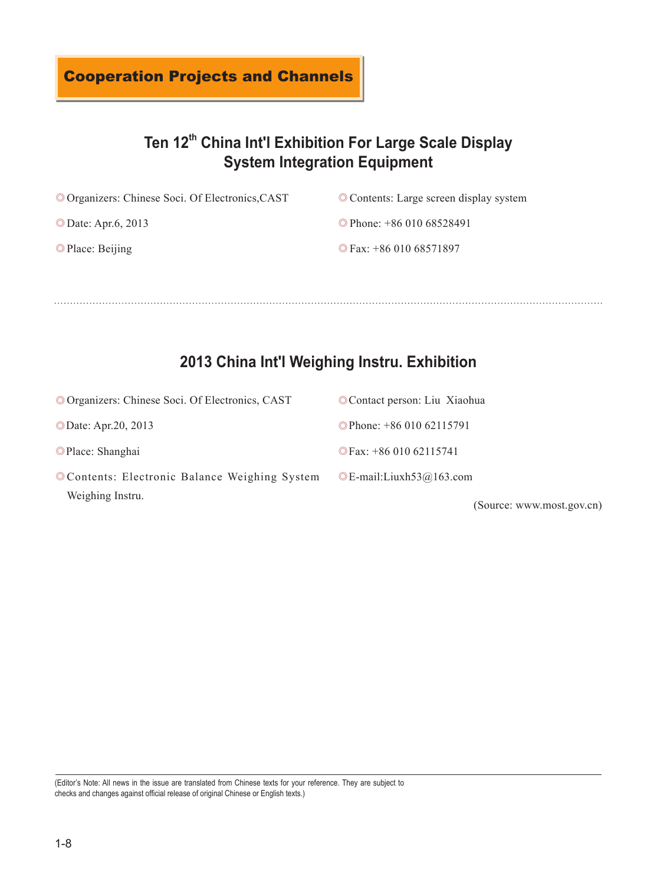## Cooperation Projects and Channels

### Ten 12th China Int'l Exhibition For Large Scale Display System Integration Equipment

◎ Organizers: Chinese Soci. Of Electronics,CAST

◎ Date: Apr.6, 2013

◎ Place: Beijing

◎ Contents: Large screen display system

◎ Phone: +86 010 68528491

◎ Fax: +86 010 68571897

---

### 2013 China Int'l Weighing Instru. Exhibition

◎ Organizers: Chinese Soci. Of Electronics, CAST

◎ Date: Apr.20, 2013

◎ Place: Shanghai

◎ Contents: Electronic Balance Weighing System Weighing Instru.

◎ Contact person: Liu  Xiaohua

◎ Phone: +86 010 62115791

◎ Fax: +86 010 62115741

◎ E-mail:Liuxh53@163.com

(Source: www.most.gov.cn)

(Editor's Note: All news in the issue are translated from Chinese texts for your reference. They are subject to checks and changes against official release of original Chinese or English texts.)